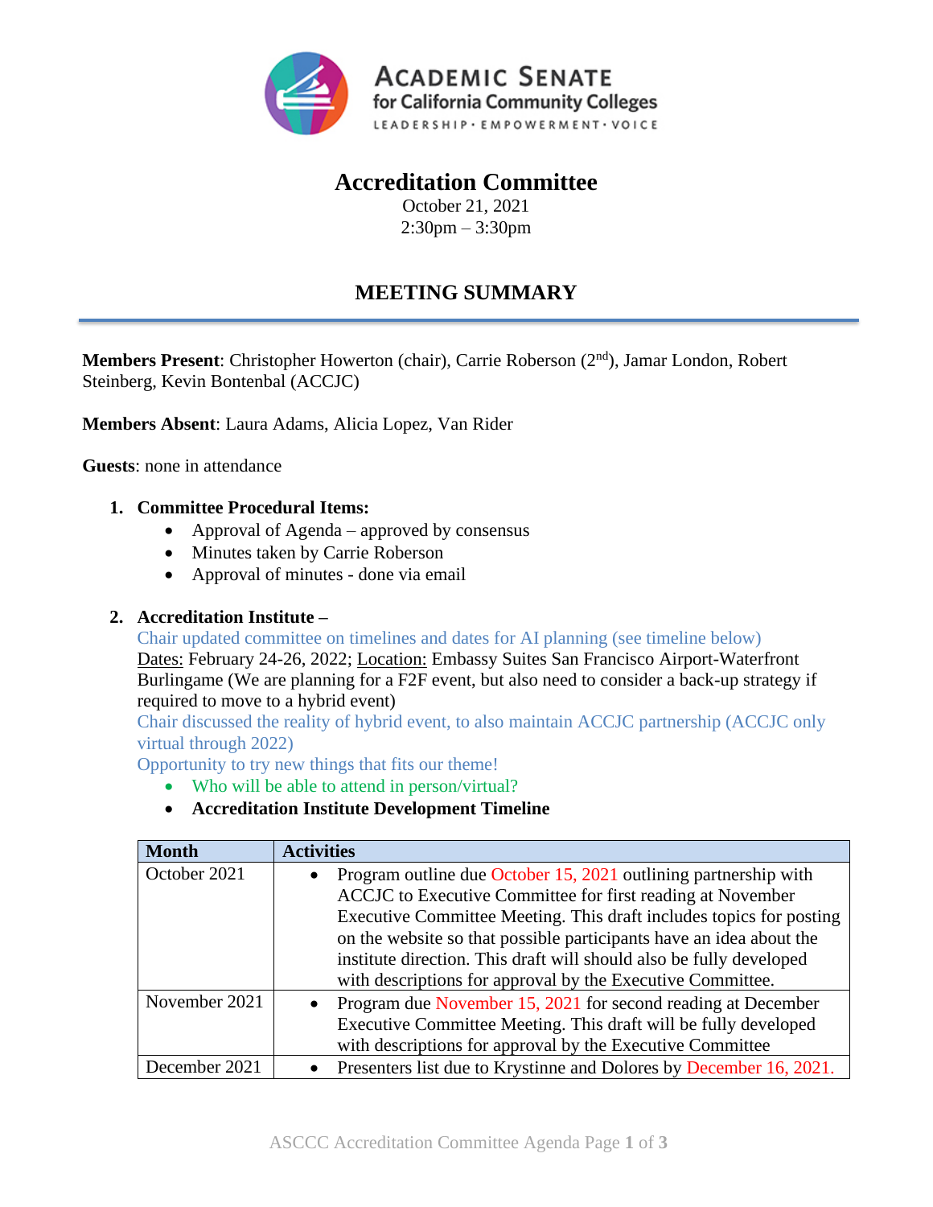**Academic Senate for California Community Colleges**
LEADERSHIP • EMPOWERMENT • VOICE

# Accreditation Committee

October 21, 2021
2:30pm – 3:30pm

## MEETING SUMMARY

**Members Present**: Christopher Howerton (chair), Carrie Roberson (2nd), Jamar London, Robert Steinberg, Kevin Bontenbal (ACCJC)

**Members Absent**: Laura Adams, Alicia Lopez, Van Rider

**Guests**: none in attendance

1. **Committee Procedural Items:**
   - Approval of Agenda – approved by consensus
   - Minutes taken by Carrie Roberson
   - Approval of minutes - done via email

2. **Accreditation Institute –**
   Chair updated committee on timelines and dates for AI planning (see timeline below)
   Dates: February 24-26, 2022; Location: Embassy Suites San Francisco Airport-Waterfront Burlingame (We are planning for a F2F event, but also need to consider a back-up strategy if required to move to a hybrid event)
   Chair discussed the reality of hybrid event, to also maintain ACCJC partnership (ACCJC only virtual through 2022)
   Opportunity to try new things that fits our theme!
   - Who will be able to attend in person/virtual?
   - **Accreditation Institute Development Timeline**

| Month | Activities |
| --- | --- |
| October 2021 | • Program outline due October 15, 2021 outlining partnership with ACCJC to Executive Committee for first reading at November Executive Committee Meeting. This draft includes topics for posting on the website so that possible participants have an idea about the institute direction. This draft will should also be fully developed with descriptions for approval by the Executive Committee. |
| November 2021 | • Program due November 15, 2021 for second reading at December Executive Committee Meeting. This draft will be fully developed with descriptions for approval by the Executive Committee |
| December 2021 | • Presenters list due to Krystinne and Dolores by December 16, 2021. |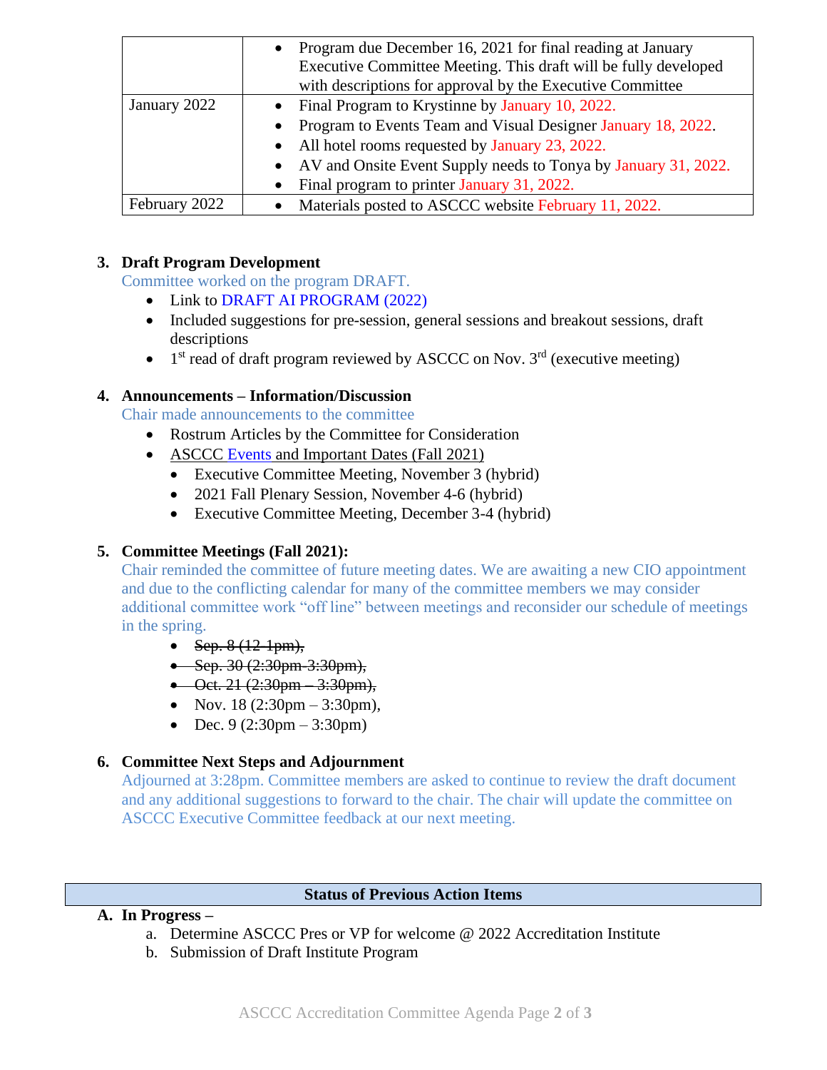| | |
|---|---|
| | • Program due December 16, 2021 for final reading at January Executive Committee Meeting. This draft will be fully developed with descriptions for approval by the Executive Committee |
| January 2022 | • Final Program to Krystinne by January 10, 2022.<br>• Program to Events Team and Visual Designer January 18, 2022.<br>• All hotel rooms requested by January 23, 2022.<br>• AV and Onsite Event Supply needs to Tonya by January 31, 2022.<br>• Final program to printer January 31, 2022. |
| February 2022 | • Materials posted to ASCCC website February 11, 2022. |

3. **Draft Program Development**

   Committee worked on the program DRAFT.
   - Link to DRAFT AI PROGRAM (2022)
   - Included suggestions for pre-session, general sessions and breakout sessions, draft descriptions
   - 1st read of draft program reviewed by ASCCC on Nov. 3rd (executive meeting)

4. **Announcements – Information/Discussion**

   Chair made announcements to the committee
   - Rostrum Articles by the Committee for Consideration
   - ASCCC Events and Important Dates (Fall 2021)
     - Executive Committee Meeting, November 3 (hybrid)
     - 2021 Fall Plenary Session, November 4-6 (hybrid)
     - Executive Committee Meeting, December 3-4 (hybrid)

5. **Committee Meetings (Fall 2021):**

   Chair reminded the committee of future meeting dates. We are awaiting a new CIO appointment and due to the conflicting calendar for many of the committee members we may consider additional committee work "off line" between meetings and reconsider our schedule of meetings in the spring.
   - ~~Sep. 8 (12-1pm),~~
   - ~~Sep. 30 (2:30pm-3:30pm),~~
   - ~~Oct. 21 (2:30pm – 3:30pm),~~
   - Nov. 18 (2:30pm – 3:30pm),
   - Dec. 9 (2:30pm – 3:30pm)

6. **Committee Next Steps and Adjournment**

   Adjourned at 3:28pm. Committee members are asked to continue to review the draft document and any additional suggestions to forward to the chair. The chair will update the committee on ASCCC Executive Committee feedback at our next meeting.

## Status of Previous Action Items

**A. In Progress –**

a. Determine ASCCC Pres or VP for welcome @ 2022 Accreditation Institute

b. Submission of Draft Institute Program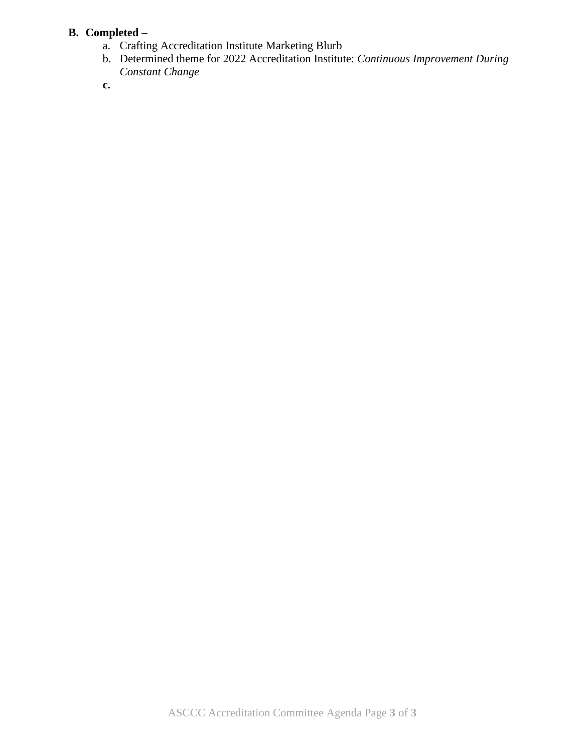**B. Completed –**

a. Crafting Accreditation Institute Marketing Blurb
b. Determined theme for 2022 Accreditation Institute: *Continuous Improvement During Constant Change*
c.